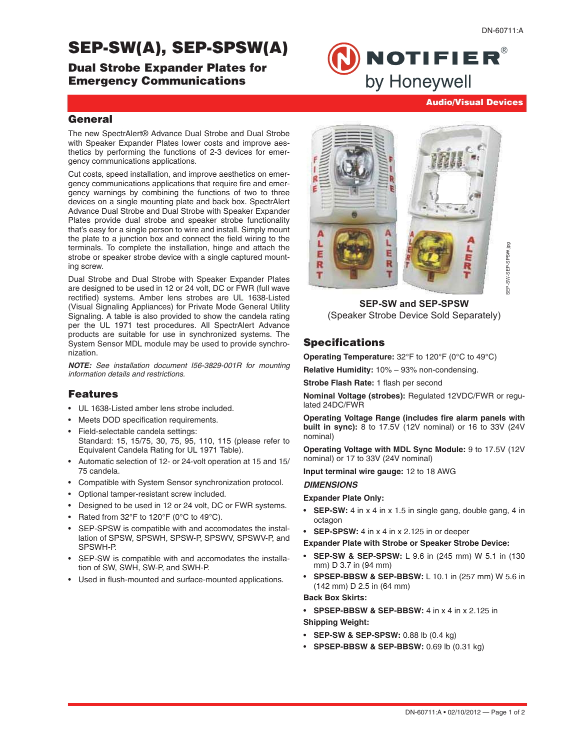# SEP-SW(A), SEP-SPSW(A)

## Dual Strobe Expander Plates for Emergency Communications

NOTIFIER® by Honeywell

Audio/Visual Devices

## General

The new SpectrAlert® Advance Dual Strobe and Dual Strobe with Speaker Expander Plates lower costs and improve aesthetics by performing the functions of 2-3 devices for emergency communications applications.

Cut costs, speed installation, and improve aesthetics on emergency communications applications that require fire and emergency warnings by combining the functions of two to three devices on a single mounting plate and back box. SpectrAlert Advance Dual Strobe and Dual Strobe with Speaker Expander Plates provide dual strobe and speaker strobe functionality that's easy for a single person to wire and install. Simply mount the plate to a junction box and connect the field wiring to the terminals. To complete the installation, hinge and attach the strobe or speaker strobe device with a single captured mounting screw.

Dual Strobe and Dual Strobe with Speaker Expander Plates are designed to be used in 12 or 24 volt, DC or FWR (full wave rectified) systems. Amber lens strobes are UL 1638-Listed (Visual Signaling Appliances) for Private Mode General Utility Signaling. A table is also provided to show the candela rating per the UL 1971 test procedures. All SpectrAlert Advance products are suitable for use in synchronized systems. The System Sensor MDL module may be used to provide synchronization.

***NOTE:*** *See installation document I56-3829-001R for mounting information details and restrictions.*

## Features

- UL 1638-Listed amber lens strobe included.
- Meets DOD specification requirements.
- Field-selectable candela settings:
  Standard: 15, 15/75, 30, 75, 95, 110, 115 (please refer to Equivalent Candela Rating for UL 1971 Table).
- Automatic selection of 12- or 24-volt operation at 15 and 15/75 candela.
- Compatible with System Sensor synchronization protocol.
- Optional tamper-resistant screw included.
- Designed to be used in 12 or 24 volt, DC or FWR systems.
- Rated from 32°F to 120°F (0°C to 49°C).
- SEP-SPSW is compatible with and accomodates the installation of SPSW, SPSWH, SPSW-P, SPSWV, SPSWV-P, and SPSWH-P.
- SEP-SW is compatible with and accomodates the installation of SW, SWH, SW-P, and SWH-P.
- Used in flush-mounted and surface-mounted applications.

**SEP-SW and SEP-SPSW**
(Speaker Strobe Device Sold Separately)

## Specifications

**Operating Temperature:** 32°F to 120°F (0°C to 49°C)

**Relative Humidity:** 10% – 93% non-condensing.

**Strobe Flash Rate:** 1 flash per second

**Nominal Voltage (strobes):** Regulated 12VDC/FWR or regulated 24DC/FWR

**Operating Voltage Range (includes fire alarm panels with built in sync):** 8 to 17.5V (12V nominal) or 16 to 33V (24V nominal)

**Operating Voltage with MDL Sync Module:** 9 to 17.5V (12V nominal) or 17 to 33V (24V nominal)

**Input terminal wire gauge:** 12 to 18 AWG

***DIMENSIONS***

**Expander Plate Only:**

- **SEP-SW:** 4 in x 4 in x 1.5 in single gang, double gang, 4 in octagon
- **SEP-SPSW:** 4 in x 4 in x 2.125 in or deeper

**Expander Plate with Strobe or Speaker Strobe Device:**

- **SEP-SW & SEP-SPSW:** L 9.6 in (245 mm) W 5.1 in (130 mm) D 3.7 in (94 mm)
- **SPSEP-BBSW & SEP-BBSW:** L 10.1 in (257 mm) W 5.6 in (142 mm) D 2.5 in (64 mm)

**Back Box Skirts:**

- **SPSEP-BBSW & SEP-BBSW:** 4 in x 4 in x 2.125 in

**Shipping Weight:**

- **SEP-SW & SEP-SPSW:** 0.88 lb (0.4 kg)
- **SPSEP-BBSW & SEP-BBSW:** 0.69 lb (0.31 kg)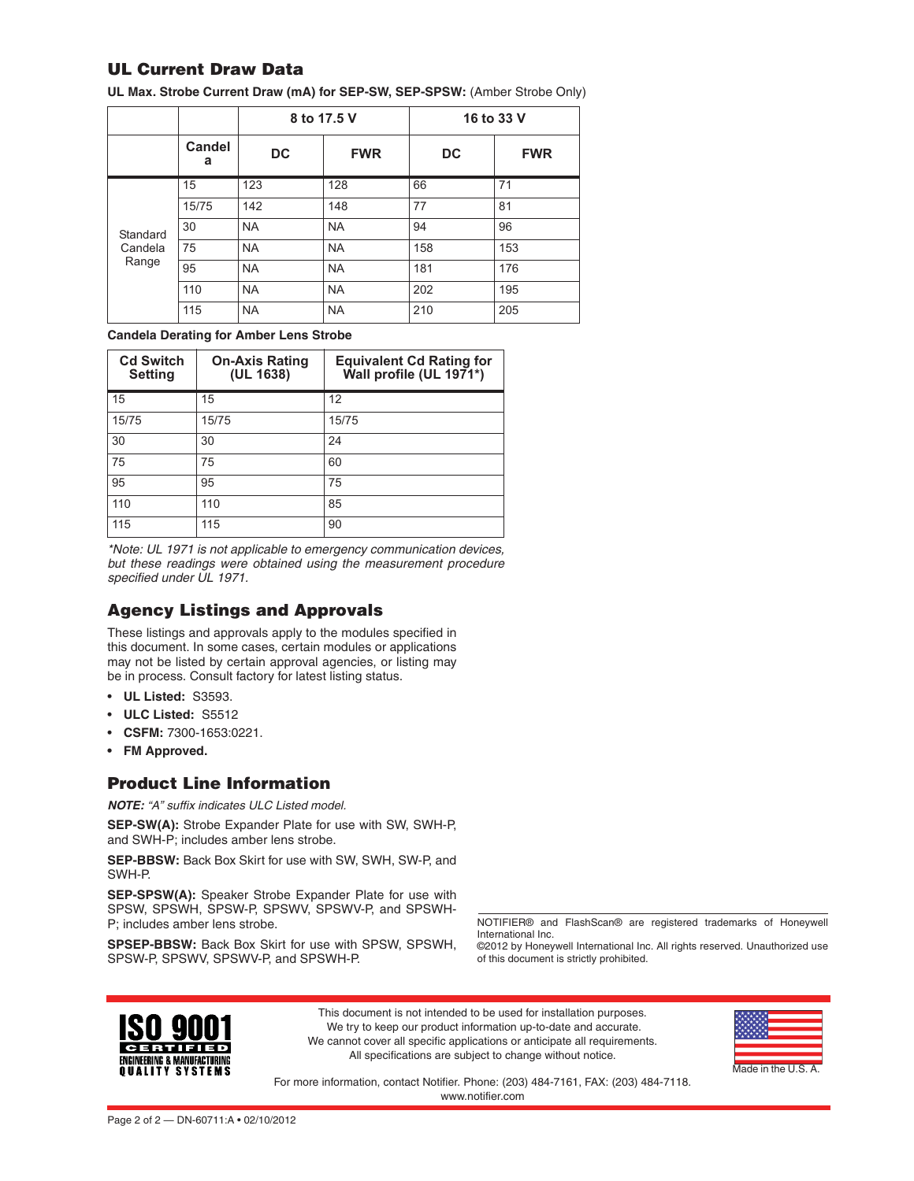## UL Current Draw Data

**UL Max. Strobe Current Draw (mA) for SEP-SW, SEP-SPSW:** (Amber Strobe Only)

| | | 8 to 17.5 V | | 16 to 33 V | |
|---|---|---|---|---|---|
| | Candela | DC | FWR | DC | FWR |
| Standard Candela Range | 15 | 123 | 128 | 66 | 71 |
| | 15/75 | 142 | 148 | 77 | 81 |
| | 30 | NA | NA | 94 | 96 |
| | 75 | NA | NA | 158 | 153 |
| | 95 | NA | NA | 181 | 176 |
| | 110 | NA | NA | 202 | 195 |
| | 115 | NA | NA | 210 | 205 |

**Candela Derating for Amber Lens Strobe**

| Cd Switch Setting | On-Axis Rating (UL 1638) | Equivalent Cd Rating for Wall profile (UL 1971*) |
|---|---|---|
| 15 | 15 | 12 |
| 15/75 | 15/75 | 15/75 |
| 30 | 30 | 24 |
| 75 | 75 | 60 |
| 95 | 95 | 75 |
| 110 | 110 | 85 |
| 115 | 115 | 90 |

*\*Note: UL 1971 is not applicable to emergency communication devices, but these readings were obtained using the measurement procedure specified under UL 1971.*

## Agency Listings and Approvals

These listings and approvals apply to the modules specified in this document. In some cases, certain modules or applications may not be listed by certain approval agencies, or listing may be in process. Consult factory for latest listing status.

- **UL Listed:** S3593.
- **ULC Listed:** S5512
- **CSFM:** 7300-1653:0221.
- **FM Approved.**

## Product Line Information

***NOTE:*** *"A" suffix indicates ULC Listed model.*

**SEP-SW(A):** Strobe Expander Plate for use with SW, SWH-P, and SWH-P; includes amber lens strobe.

**SEP-BBSW:** Back Box Skirt for use with SW, SWH, SW-P, and SWH-P.

**SEP-SPSW(A):** Speaker Strobe Expander Plate for use with SPSW, SPSWH, SPSW-P, SPSWV, SPSWV-P, and SPSWH-P; includes amber lens strobe.

**SPSEP-BBSW:** Back Box Skirt for use with SPSW, SPSWH, SPSW-P, SPSWV, SPSWV-P, and SPSWH-P.

NOTIFIER® and FlashScan® are registered trademarks of Honeywell International Inc.
©2012 by Honeywell International Inc. All rights reserved. Unauthorized use of this document is strictly prohibited.

ISO 9001 CERTIFIED ENGINEERING & MANUFACTURING QUALITY SYSTEMS

This document is not intended to be used for installation purposes.
We try to keep our product information up-to-date and accurate.
We cannot cover all specific applications or anticipate all requirements.
All specifications are subject to change without notice.

Made in the U.S. A.

For more information, contact Notifier. Phone: (203) 484-7161, FAX: (203) 484-7118.
www.notifier.com

DN-60711:A • 02/10/2012